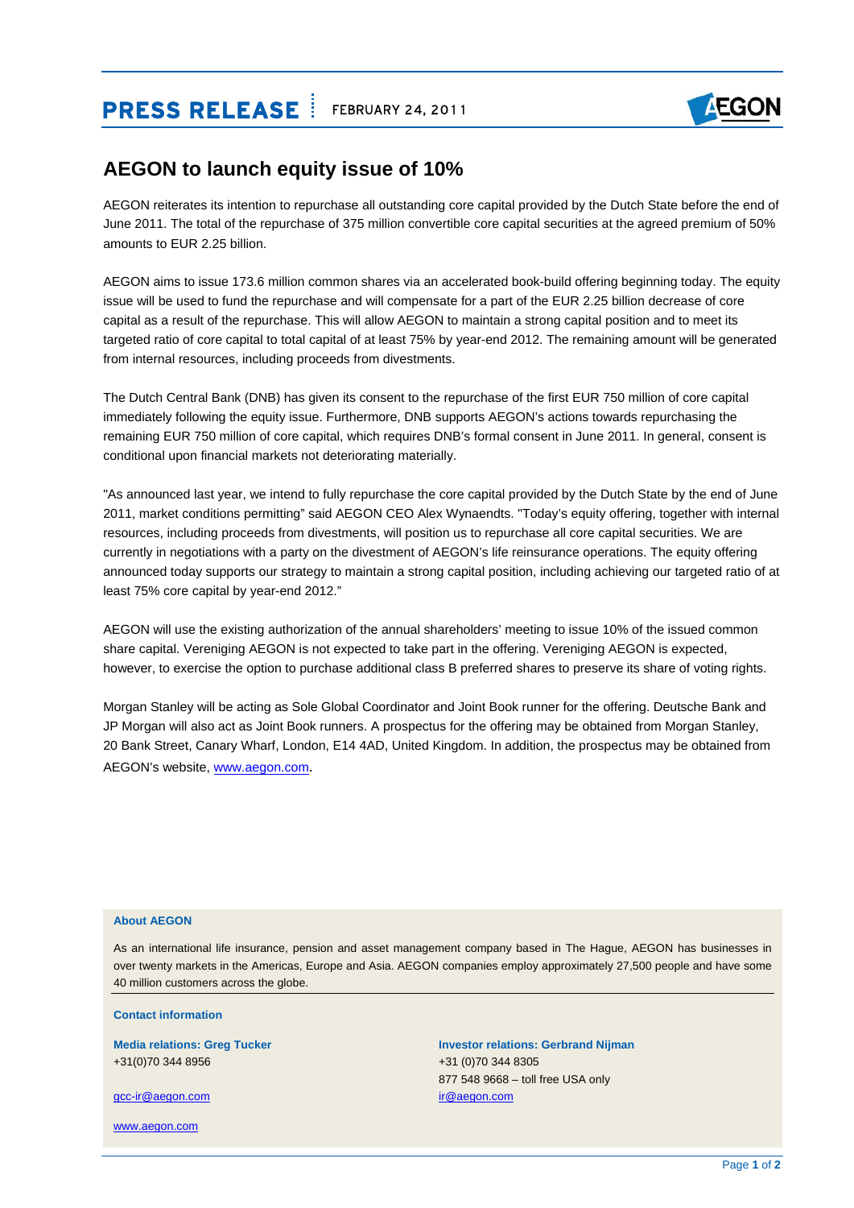**PRESS RELEASE** FEBRUARY 24, 2011

# AEGON to launch equity issue of 10%

AEGON reiterates its intention to repurchase all outstanding core capital provided by the Dutch State before the end of June 2011. The total of the repurchase of 375 million convertible core capital securities at the agreed premium of 50% amounts to EUR 2.25 billion.

AEGON aims to issue 173.6 million common shares via an accelerated book-build offering beginning today. The equity issue will be used to fund the repurchase and will compensate for a part of the EUR 2.25 billion decrease of core capital as a result of the repurchase. This will allow AEGON to maintain a strong capital position and to meet its targeted ratio of core capital to total capital of at least 75% by year-end 2012. The remaining amount will be generated from internal resources, including proceeds from divestments.

The Dutch Central Bank (DNB) has given its consent to the repurchase of the first EUR 750 million of core capital immediately following the equity issue. Furthermore, DNB supports AEGON's actions towards repurchasing the remaining EUR 750 million of core capital, which requires DNB's formal consent in June 2011. In general, consent is conditional upon financial markets not deteriorating materially.

"As announced last year, we intend to fully repurchase the core capital provided by the Dutch State by the end of June 2011, market conditions permitting" said AEGON CEO Alex Wynaendts. "Today's equity offering, together with internal resources, including proceeds from divestments, will position us to repurchase all core capital securities. We are currently in negotiations with a party on the divestment of AEGON's life reinsurance operations. The equity offering announced today supports our strategy to maintain a strong capital position, including achieving our targeted ratio of at least 75% core capital by year-end 2012."

AEGON will use the existing authorization of the annual shareholders' meeting to issue 10% of the issued common share capital. Vereniging AEGON is not expected to take part in the offering. Vereniging AEGON is expected, however, to exercise the option to purchase additional class B preferred shares to preserve its share of voting rights.

Morgan Stanley will be acting as Sole Global Coordinator and Joint Book runner for the offering. Deutsche Bank and JP Morgan will also act as Joint Book runners. A prospectus for the offering may be obtained from Morgan Stanley, 20 Bank Street, Canary Wharf, London, E14 4AD, United Kingdom. In addition, the prospectus may be obtained from AEGON's website, www.aegon.com.

**About AEGON**

As an international life insurance, pension and asset management company based in The Hague, AEGON has businesses in over twenty markets in the Americas, Europe and Asia. AEGON companies employ approximately 27,500 people and have some 40 million customers across the globe.

**Contact information**

**Media relations: Greg Tucker**
+31(0)70 344 8956

gcc-ir@aegon.com

www.aegon.com

**Investor relations: Gerbrand Nijman**
+31 (0)70 344 8305
877 548 9668 – toll free USA only
ir@aegon.com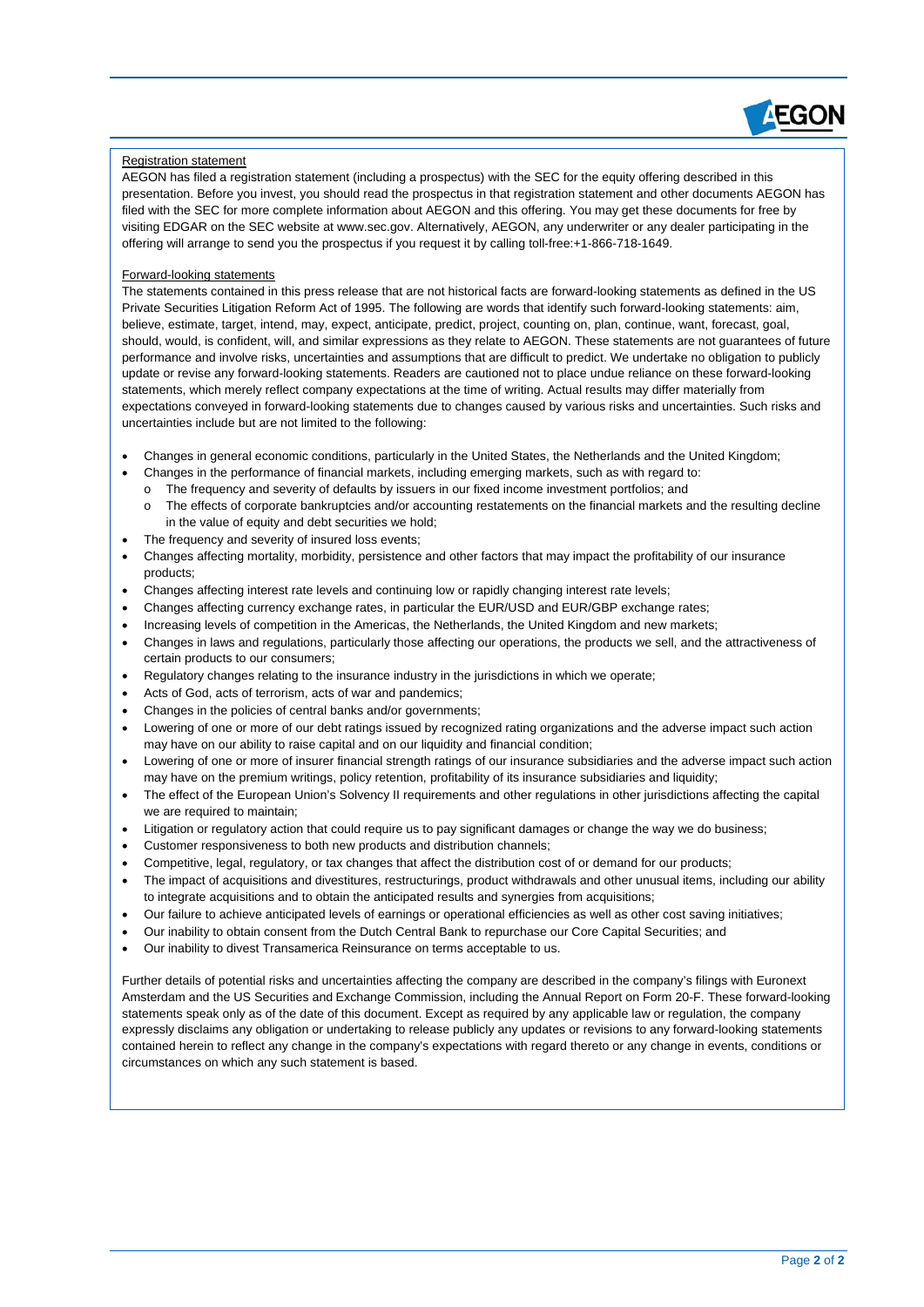Registration statement

AEGON has filed a registration statement (including a prospectus) with the SEC for the equity offering described in this presentation. Before you invest, you should read the prospectus in that registration statement and other documents AEGON has filed with the SEC for more complete information about AEGON and this offering. You may get these documents for free by visiting EDGAR on the SEC website at www.sec.gov. Alternatively, AEGON, any underwriter or any dealer participating in the offering will arrange to send you the prospectus if you request it by calling toll-free:+1-866-718-1649.

Forward-looking statements

The statements contained in this press release that are not historical facts are forward-looking statements as defined in the US Private Securities Litigation Reform Act of 1995. The following are words that identify such forward-looking statements: aim, believe, estimate, target, intend, may, expect, anticipate, predict, project, counting on, plan, continue, want, forecast, goal, should, would, is confident, will, and similar expressions as they relate to AEGON. These statements are not guarantees of future performance and involve risks, uncertainties and assumptions that are difficult to predict. We undertake no obligation to publicly update or revise any forward-looking statements. Readers are cautioned not to place undue reliance on these forward-looking statements, which merely reflect company expectations at the time of writing. Actual results may differ materially from expectations conveyed in forward-looking statements due to changes caused by various risks and uncertainties. Such risks and uncertainties include but are not limited to the following:

- Changes in general economic conditions, particularly in the United States, the Netherlands and the United Kingdom;
- Changes in the performance of financial markets, including emerging markets, such as with regard to:
  - The frequency and severity of defaults by issuers in our fixed income investment portfolios; and
  - The effects of corporate bankruptcies and/or accounting restatements on the financial markets and the resulting decline in the value of equity and debt securities we hold;
- The frequency and severity of insured loss events;
- Changes affecting mortality, morbidity, persistence and other factors that may impact the profitability of our insurance products;
- Changes affecting interest rate levels and continuing low or rapidly changing interest rate levels;
- Changes affecting currency exchange rates, in particular the EUR/USD and EUR/GBP exchange rates;
- Increasing levels of competition in the Americas, the Netherlands, the United Kingdom and new markets;
- Changes in laws and regulations, particularly those affecting our operations, the products we sell, and the attractiveness of certain products to our consumers;
- Regulatory changes relating to the insurance industry in the jurisdictions in which we operate;
- Acts of God, acts of terrorism, acts of war and pandemics;
- Changes in the policies of central banks and/or governments;
- Lowering of one or more of our debt ratings issued by recognized rating organizations and the adverse impact such action may have on our ability to raise capital and on our liquidity and financial condition;
- Lowering of one or more of insurer financial strength ratings of our insurance subsidiaries and the adverse impact such action may have on the premium writings, policy retention, profitability of its insurance subsidiaries and liquidity;
- The effect of the European Union's Solvency II requirements and other regulations in other jurisdictions affecting the capital we are required to maintain;
- Litigation or regulatory action that could require us to pay significant damages or change the way we do business;
- Customer responsiveness to both new products and distribution channels;
- Competitive, legal, regulatory, or tax changes that affect the distribution cost of or demand for our products;
- The impact of acquisitions and divestitures, restructurings, product withdrawals and other unusual items, including our ability to integrate acquisitions and to obtain the anticipated results and synergies from acquisitions;
- Our failure to achieve anticipated levels of earnings or operational efficiencies as well as other cost saving initiatives;
- Our inability to obtain consent from the Dutch Central Bank to repurchase our Core Capital Securities; and
- Our inability to divest Transamerica Reinsurance on terms acceptable to us.

Further details of potential risks and uncertainties affecting the company are described in the company's filings with Euronext Amsterdam and the US Securities and Exchange Commission, including the Annual Report on Form 20-F. These forward-looking statements speak only as of the date of this document. Except as required by any applicable law or regulation, the company expressly disclaims any obligation or undertaking to release publicly any updates or revisions to any forward-looking statements contained herein to reflect any change in the company's expectations with regard thereto or any change in events, conditions or circumstances on which any such statement is based.